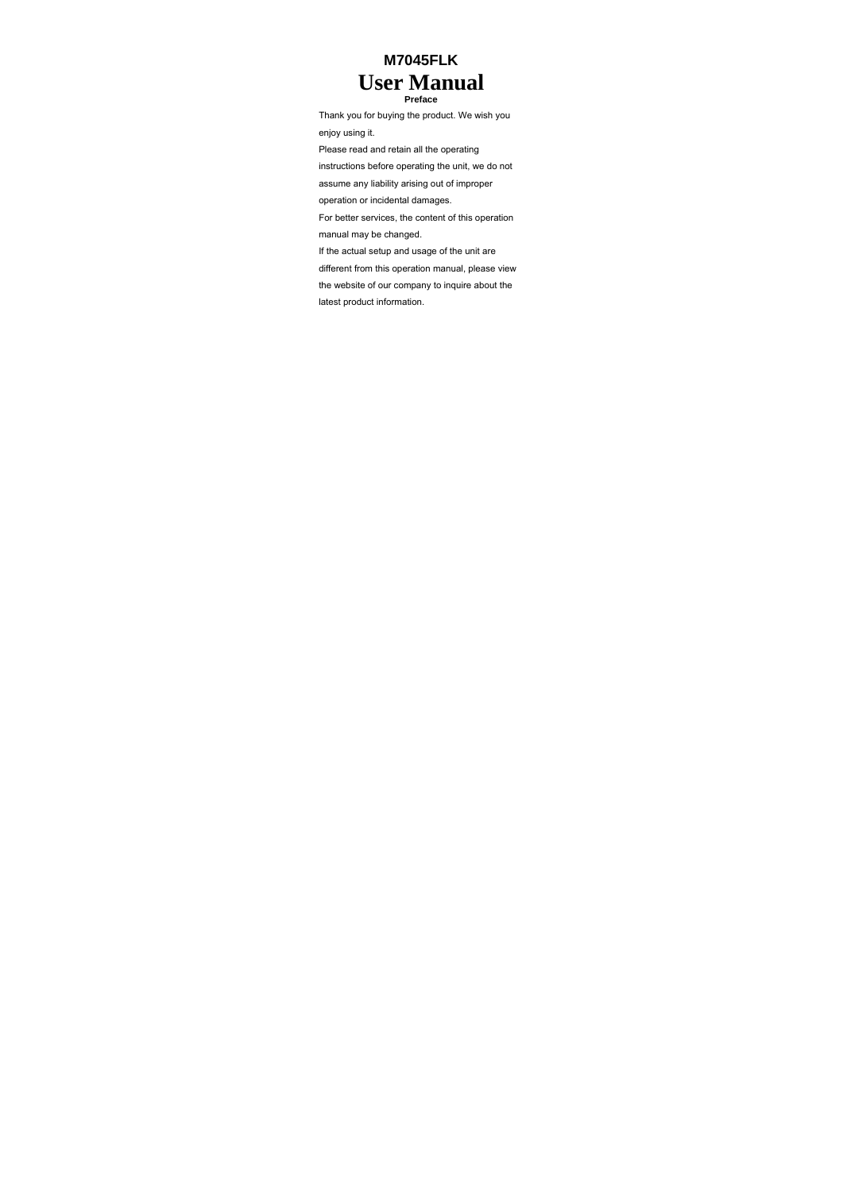# M7045FLK

# User Manual

### Preface

Thank you for buying the product. We wish you enjoy using it.

Please read and retain all the operating instructions before operating the unit, we do not assume any liability arising out of improper operation or incidental damages.

For better services, the content of this operation manual may be changed.

If the actual setup and usage of the unit are different from this operation manual, please view the website of our company to inquire about the latest product information.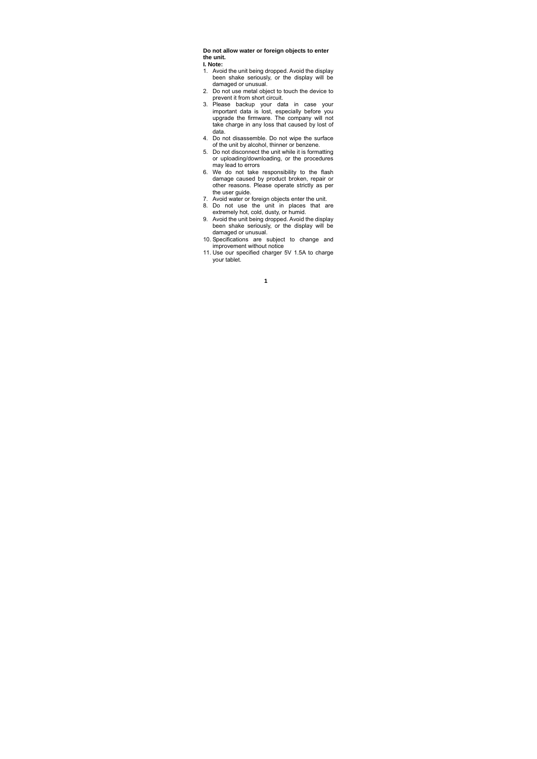**Do not allow water or foreign objects to enter the unit.**

**I. Note:**

1. Avoid the unit being dropped. Avoid the display been shake seriously, or the display will be damaged or unusual.
2. Do not use metal object to touch the device to prevent it from short circuit.
3. Please backup your data in case your important data is lost, especially before you upgrade the firmware. The company will not take charge in any loss that caused by lost of data.
4. Do not disassemble. Do not wipe the surface of the unit by alcohol, thinner or benzene.
5. Do not disconnect the unit while it is formatting or uploading/downloading, or the procedures may lead to errors
6. We do not take responsibility to the flash damage caused by product broken, repair or other reasons. Please operate strictly as per the user guide.
7. Avoid water or foreign objects enter the unit.
8. Do not use the unit in places that are extremely hot, cold, dusty, or humid.
9. Avoid the unit being dropped. Avoid the display been shake seriously, or the display will be damaged or unusual.
10. Specifications are subject to change and improvement without notice
11. Use our specified charger 5V 1.5A to charge your tablet.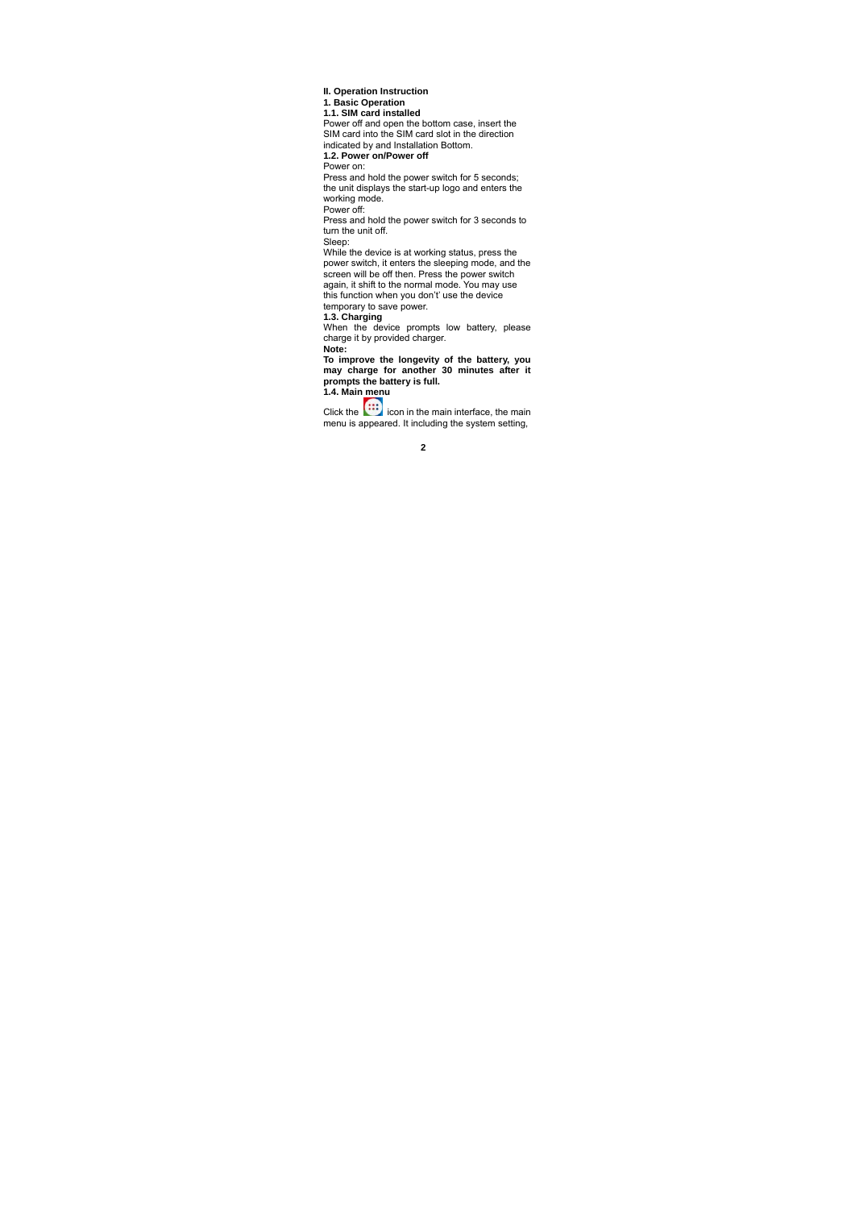## II. Operation Instruction

### 1. Basic Operation

#### 1.1. SIM card installed

Power off and open the bottom case, insert the SIM card into the SIM card slot in the direction indicated by and Installation Bottom.

#### 1.2. Power on/Power off

Power on:

Press and hold the power switch for 5 seconds; the unit displays the start-up logo and enters the working mode.

Power off:

Press and hold the power switch for 3 seconds to turn the unit off.

Sleep:

While the device is at working status, press the power switch, it enters the sleeping mode, and the screen will be off then. Press the power switch again, it shift to the normal mode. You may use this function when you don't' use the device temporary to save power.

#### 1.3. Charging

When the device prompts low battery, please charge it by provided charger.

**Note:**

**To improve the longevity of the battery, you may charge for another 30 minutes after it prompts the battery is full.**

#### 1.4. Main menu

Click the icon in the main interface, the main menu is appeared. It including the system setting,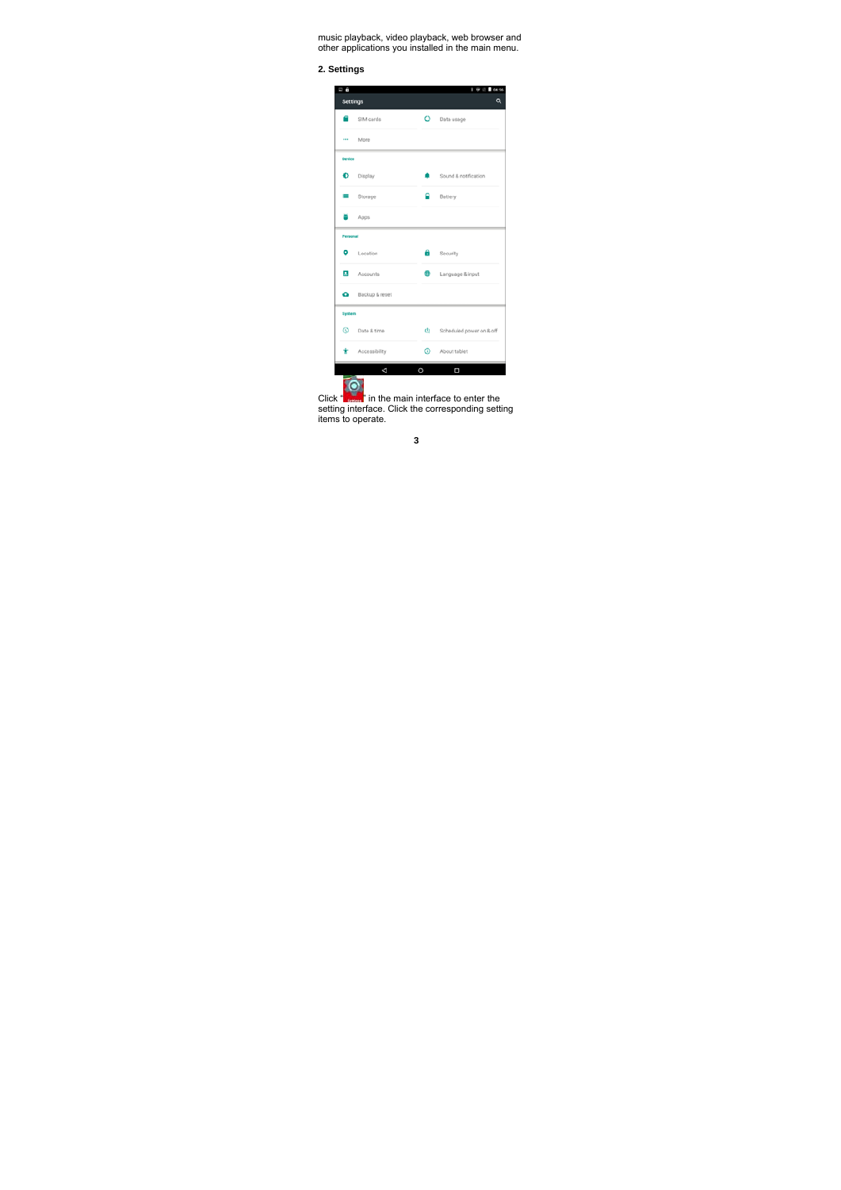music playback, video playback, web browser and other applications you installed in the main menu.

## 2. Settings

Click " " in the main interface to enter the setting interface. Click the corresponding setting items to operate.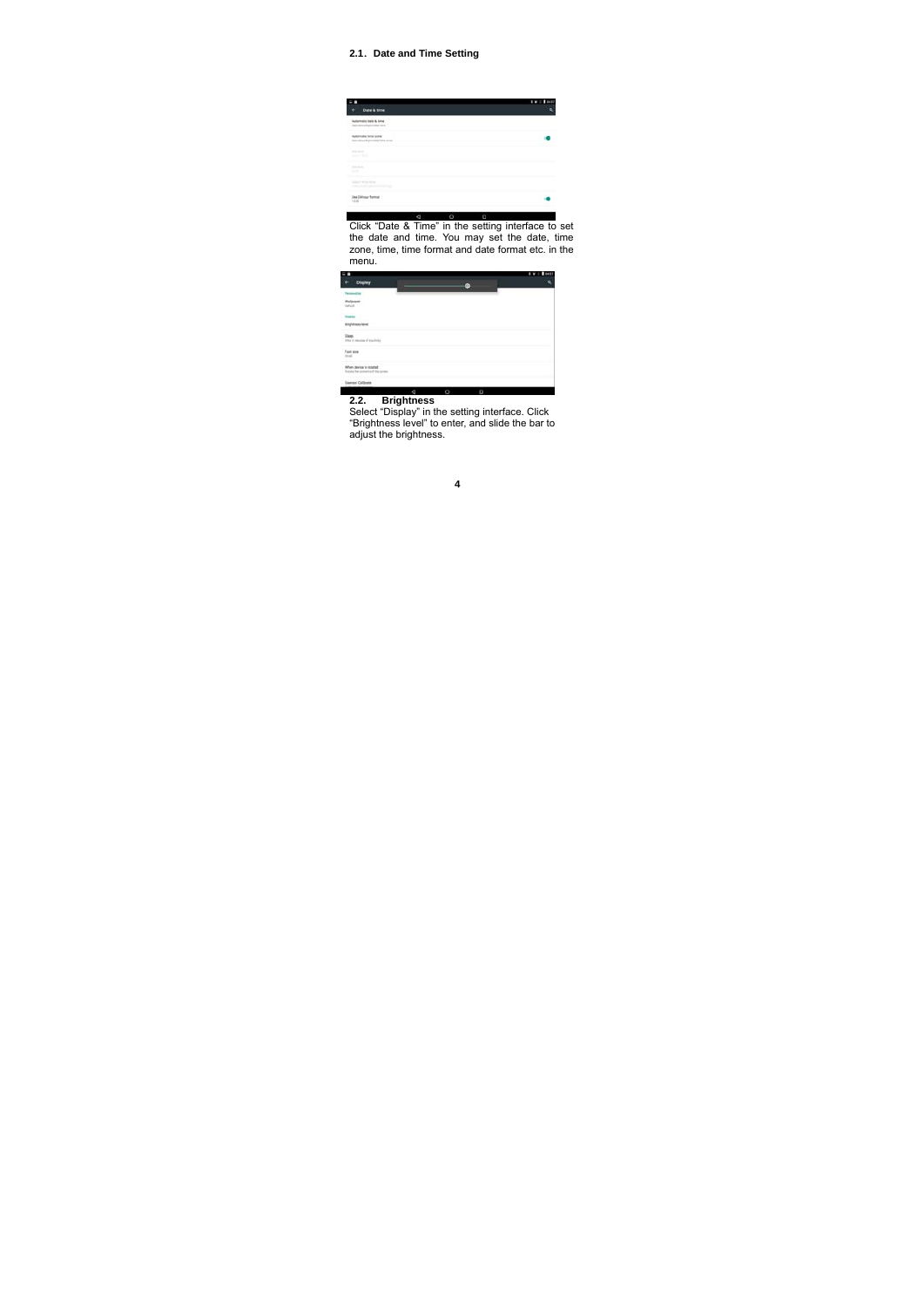## 2.1. Date and Time Setting

Click "Date & Time" in the setting interface to set the date and time. You may set the date, time zone, time, time format and date format etc. in the menu.

## 2.2. Brightness

Select "Display" in the setting interface. Click "Brightness level" to enter, and slide the bar to adjust the brightness.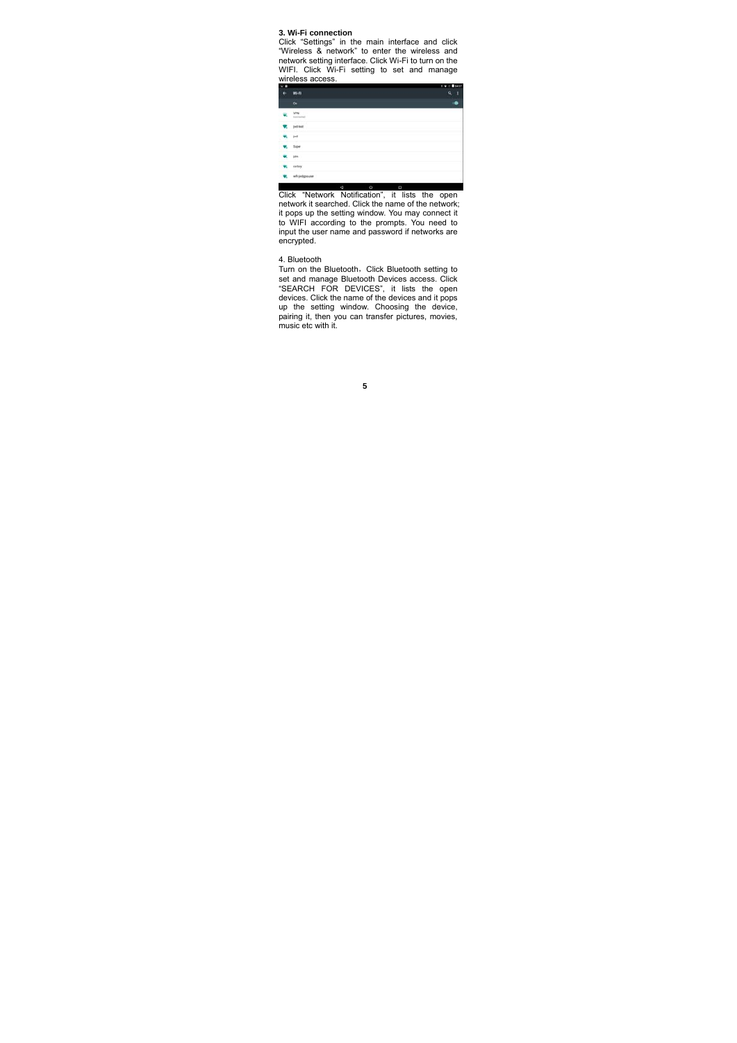### 3. Wi-Fi connection

Click “Settings” in the main interface and click “Wireless & network” to enter the wireless and network setting interface. Click Wi-Fi to turn on the WIFI. Click Wi-Fi setting to set and manage wireless access.

Click “Network Notification”, it lists the open network it searched. Click the name of the network; it pops up the setting window. You may connect it to WIFI according to the prompts. You need to input the user name and password if networks are encrypted.

4. Bluetooth

Turn on the Bluetooth，Click Bluetooth setting to set and manage Bluetooth Devices access. Click “SEARCH FOR DEVICES”, it lists the open devices. Click the name of the devices and it pops up the setting window. Choosing the device, pairing it, then you can transfer pictures, movies, music etc with it.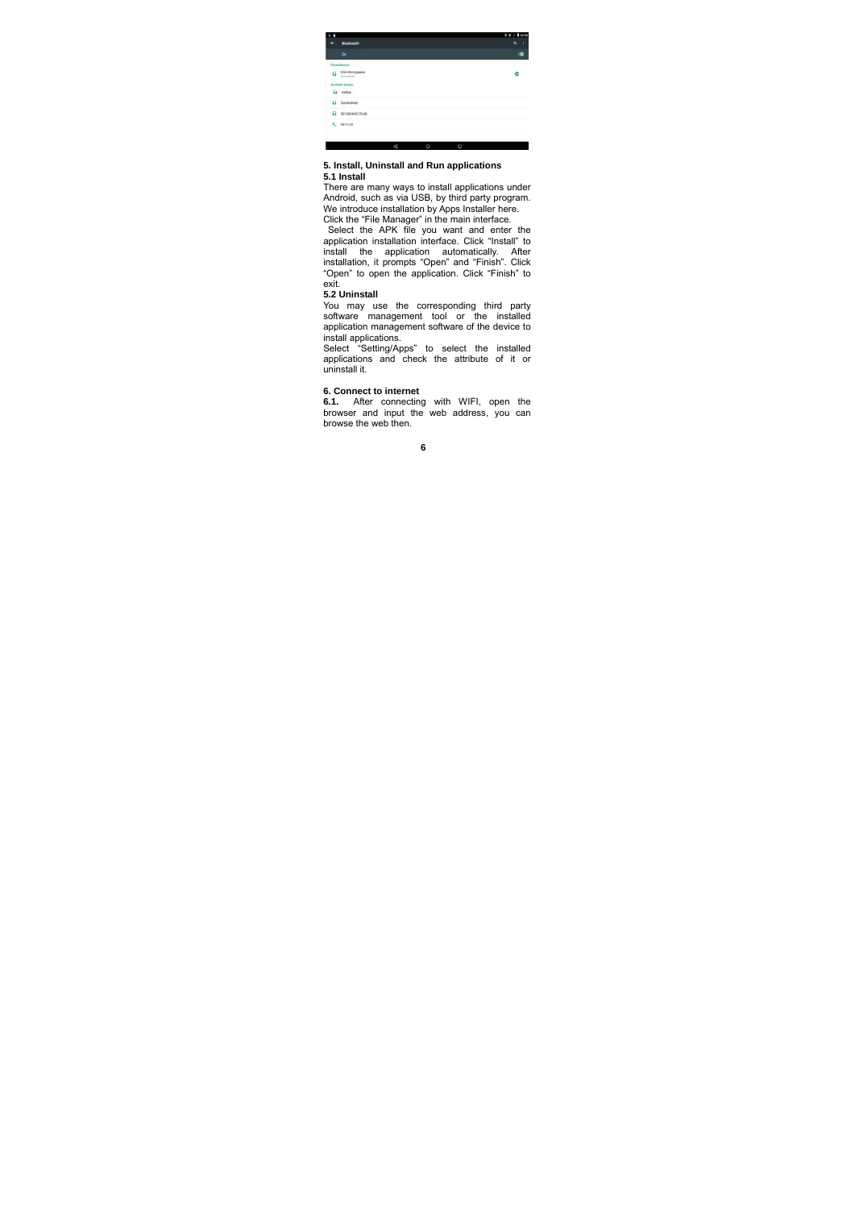## 5. Install, Uninstall and Run applications

### 5.1 Install

There are many ways to install applications under Android, such as via USB, by third party program. We introduce installation by Apps Installer here.

Click the “File Manager” in the main interface.

Select the APK file you want and enter the application installation interface. Click “Install” to install the application automatically. After installation, it prompts “Open” and “Finish”. Click “Open” to open the application. Click “Finish” to exit.

### 5.2 Uninstall

You may use the corresponding third party software management tool or the installed application management software of the device to install applications.

Select “Setting/Apps” to select the installed applications and check the attribute of it or uninstall it.

## 6. Connect to internet

**6.1.** After connecting with WIFI, open the browser and input the web address, you can browse the web then.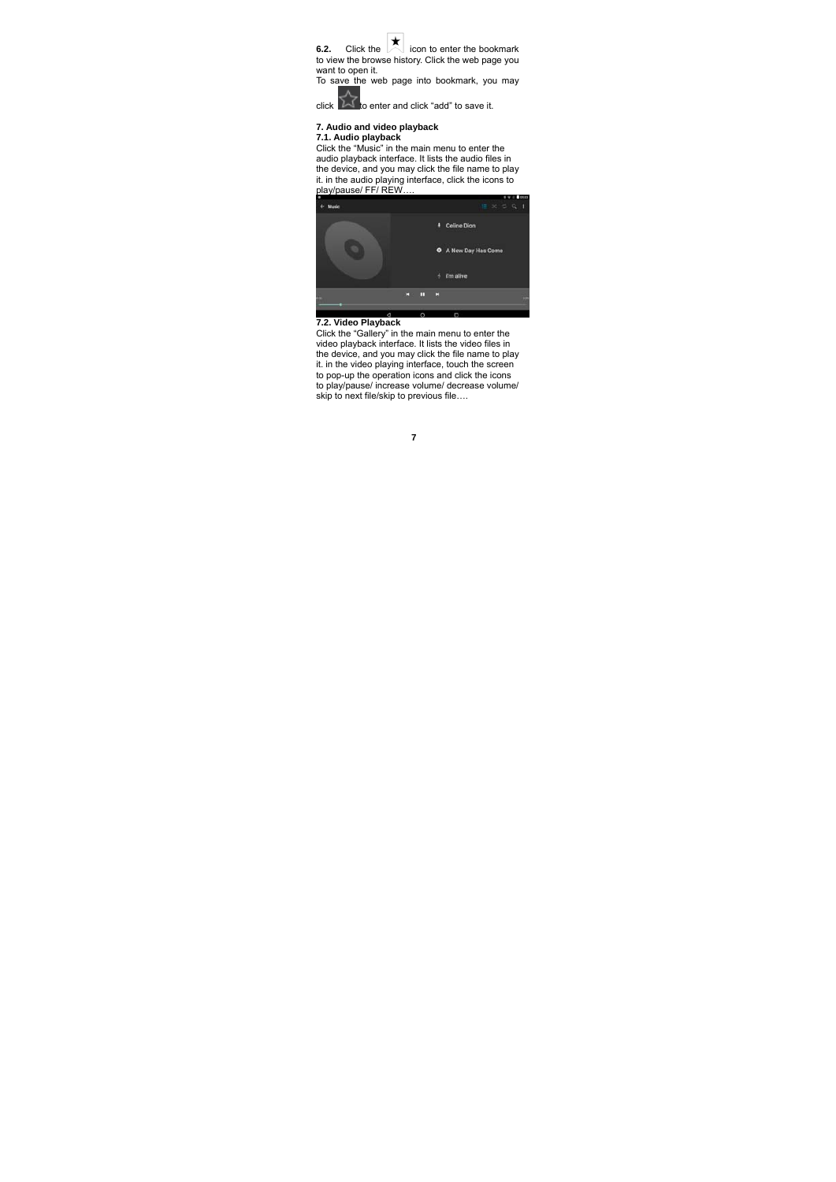**6.2.** Click the ★ icon to enter the bookmark to view the browse history. Click the web page you want to open it.

To save the web page into bookmark, you may click ☆ to enter and click "add" to save it.

## 7. Audio and video playback

### 7.1. Audio playback

Click the "Music" in the main menu to enter the audio playback interface. It lists the audio files in the device, and you may click the file name to play it. in the audio playing interface, click the icons to play/pause/ FF/ REW….

### 7.2. Video Playback

Click the "Gallery" in the main menu to enter the video playback interface. It lists the video files in the device, and you may click the file name to play it. in the video playing interface, touch the screen to pop-up the operation icons and click the icons to play/pause/ increase volume/ decrease volume/ skip to next file/skip to previous file….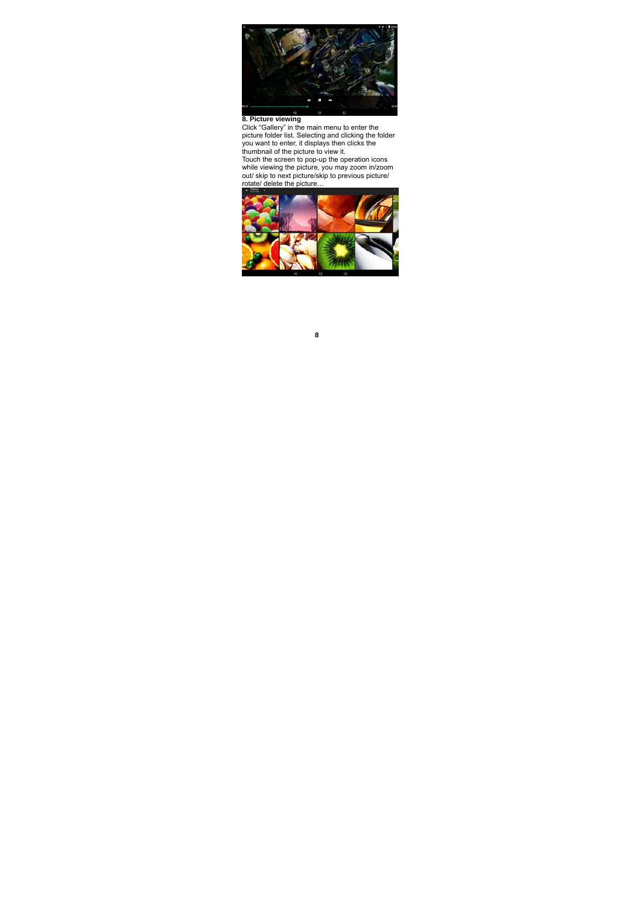## 8. Picture viewing

Click "Gallery" in the main menu to enter the picture folder list. Selecting and clicking the folder you want to enter, it displays then clicks the thumbnail of the picture to view it.

Touch the screen to pop-up the operation icons while viewing the picture, you may zoom in/zoom out/ skip to next picture/skip to previous picture/ rotate/ delete the picture…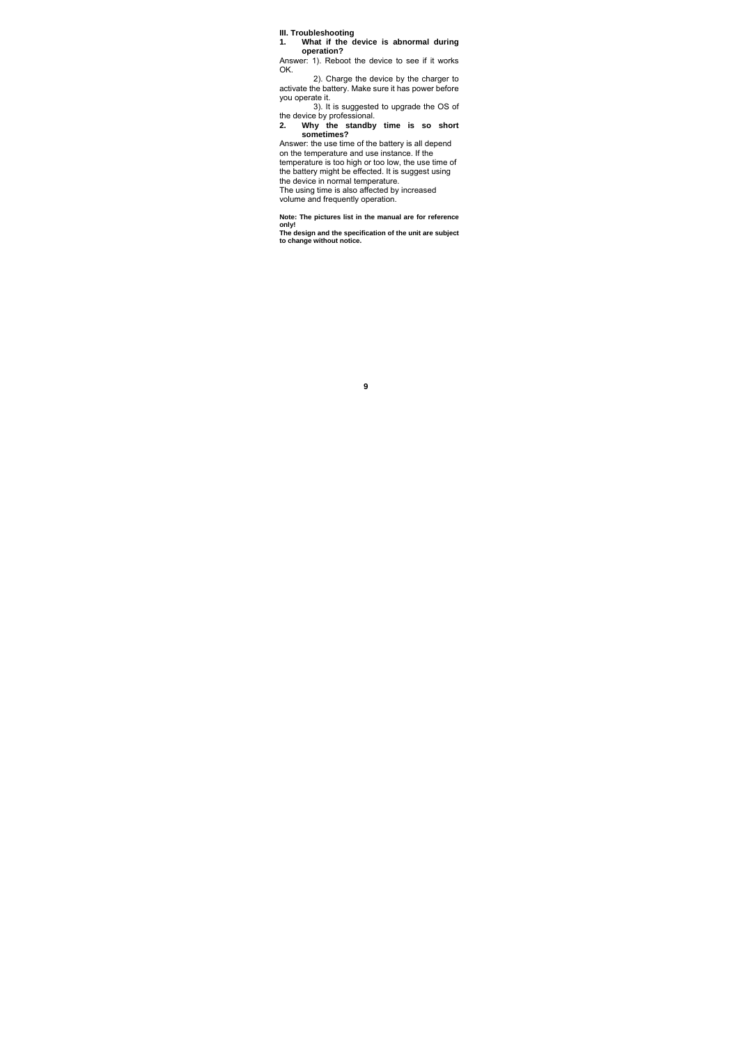## III. Troubleshooting

**1. What if the device is abnormal during operation?**

Answer: 1). Reboot the device to see if it works OK.

2). Charge the device by the charger to activate the battery. Make sure it has power before you operate it.

3). It is suggested to upgrade the OS of the device by professional.

**2. Why the standby time is so short sometimes?**

Answer: the use time of the battery is all depend on the temperature and use instance. If the temperature is too high or too low, the use time of the battery might be effected. It is suggest using the device in normal temperature.
The using time is also affected by increased volume and frequently operation.

**Note: The pictures list in the manual are for reference only!**
**The design and the specification of the unit are subject to change without notice.**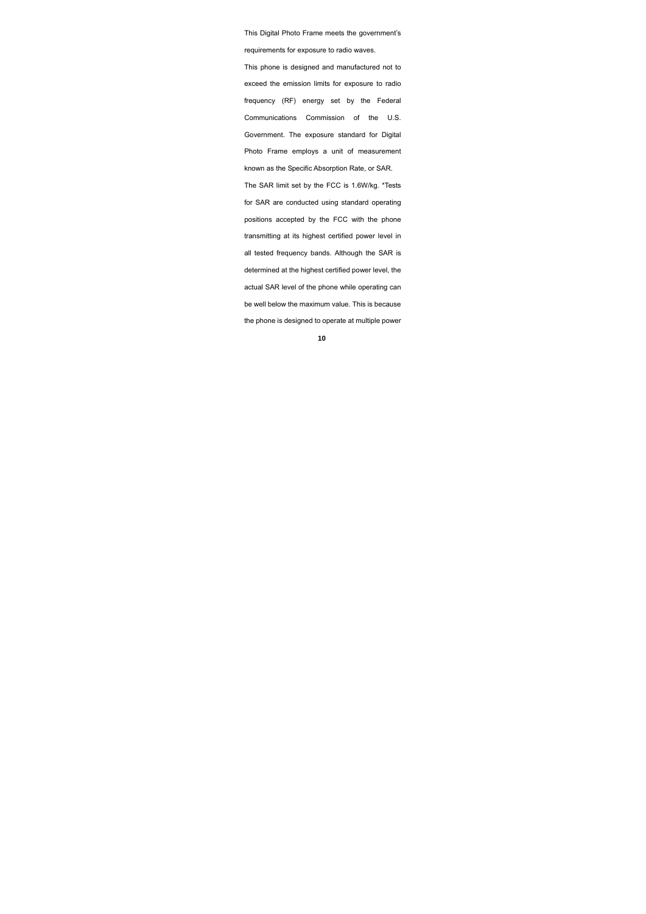This Digital Photo Frame meets the government's requirements for exposure to radio waves.

This phone is designed and manufactured not to exceed the emission limits for exposure to radio frequency (RF) energy set by the Federal Communications Commission of the U.S. Government. The exposure standard for Digital Photo Frame employs a unit of measurement known as the Specific Absorption Rate, or SAR.

The SAR limit set by the FCC is 1.6W/kg. *Tests for SAR are conducted using standard operating positions accepted by the FCC with the phone transmitting at its highest certified power level in all tested frequency bands. Although the SAR is determined at the highest certified power level, the actual SAR level of the phone while operating can be well below the maximum value. This is because the phone is designed to operate at multiple power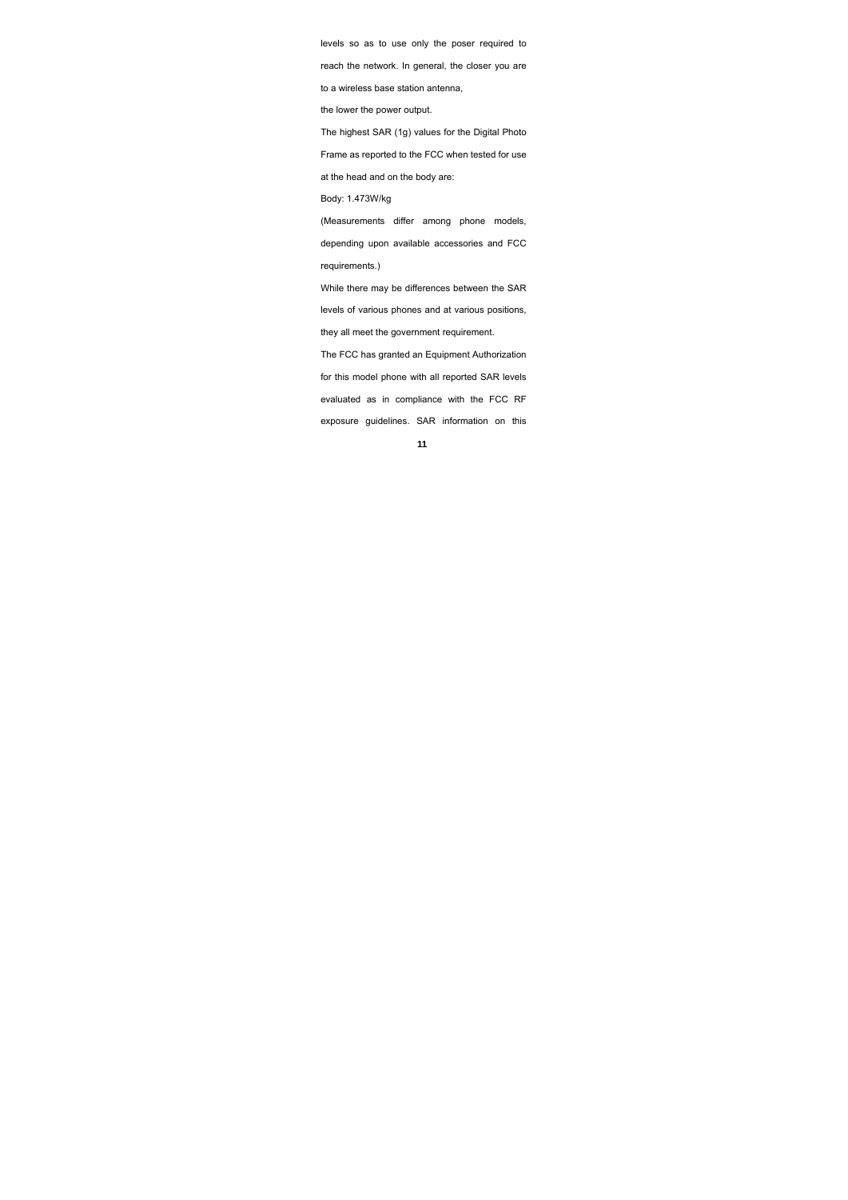levels so as to use only the poser required to reach the network. In general, the closer you are to a wireless base station antenna,

the lower the power output.

The highest SAR (1g) values for the Digital Photo Frame as reported to the FCC when tested for use at the head and on the body are:

Body: 1.473W/kg

(Measurements differ among phone models, depending upon available accessories and FCC requirements.)

While there may be differences between the SAR levels of various phones and at various positions, they all meet the government requirement.

The FCC has granted an Equipment Authorization for this model phone with all reported SAR levels evaluated as in compliance with the FCC RF exposure guidelines. SAR information on this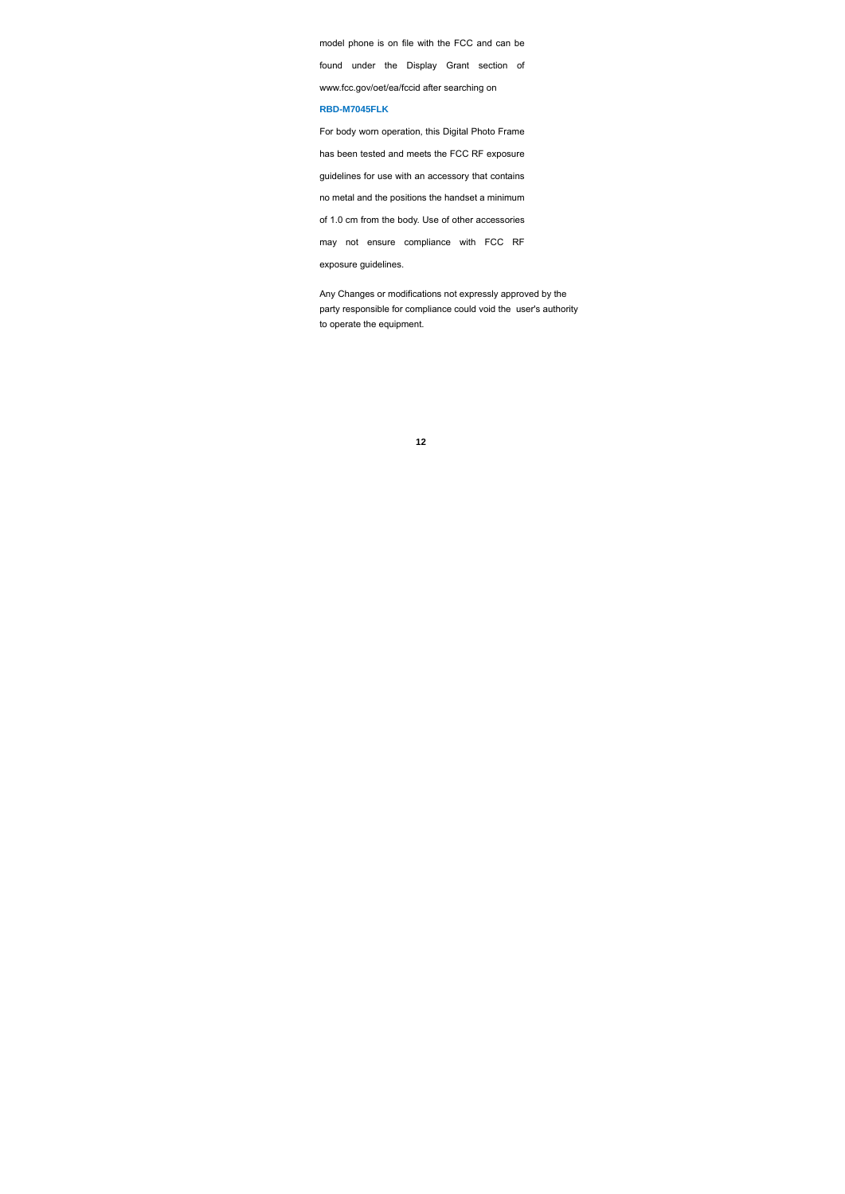model phone is on file with the FCC and can be found under the Display Grant section of www.fcc.gov/oet/ea/fccid after searching on

**RBD-M7045FLK**

For body worn operation, this Digital Photo Frame has been tested and meets the FCC RF exposure guidelines for use with an accessory that contains no metal and the positions the handset a minimum of 1.0 cm from the body. Use of other accessories may not ensure compliance with FCC RF exposure guidelines.

Any Changes or modifications not expressly approved by the party responsible for compliance could void the user's authority to operate the equipment.